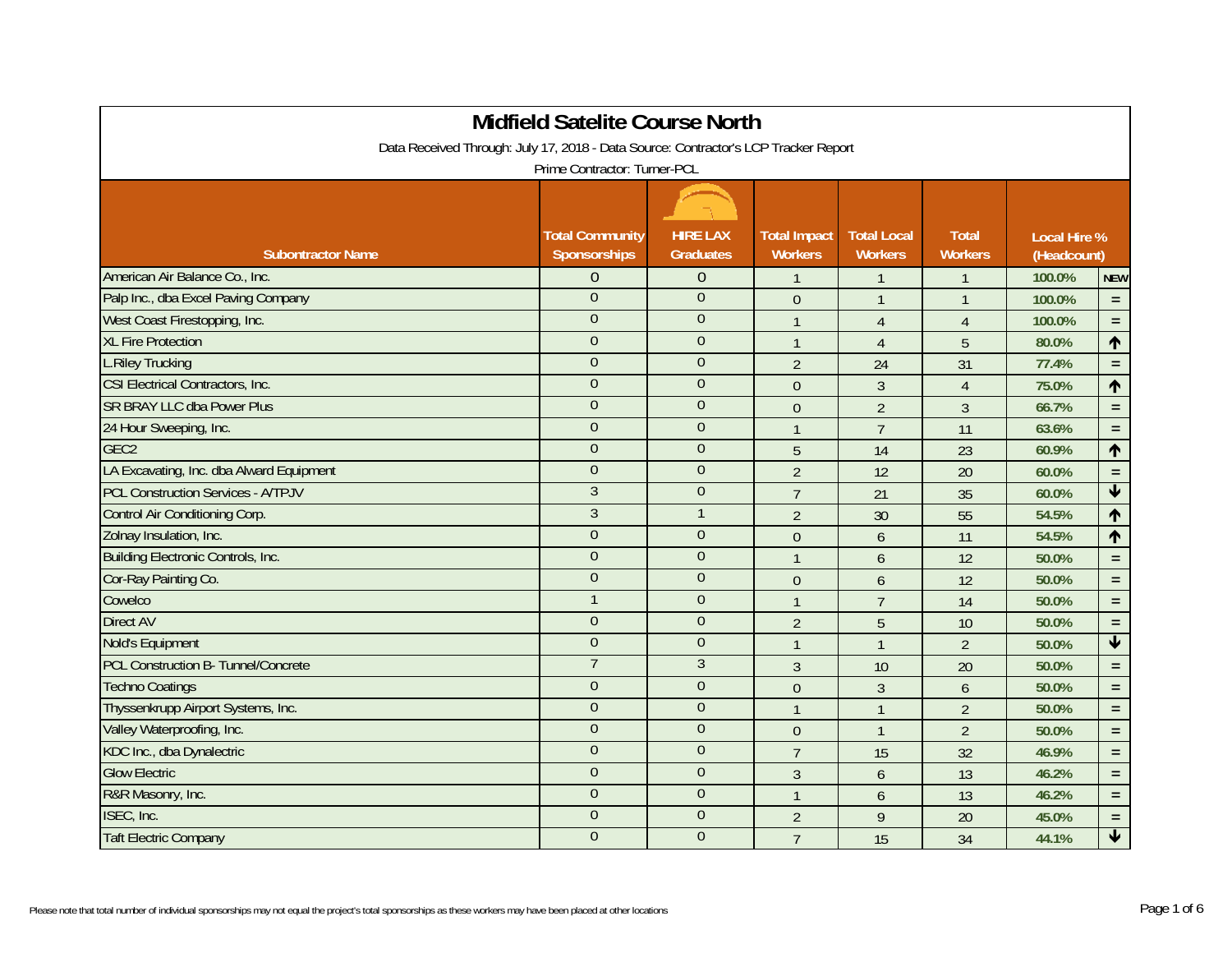# Midfield Satelite Course North

Data Received Through: July 17, 2018 - Data Source: Contractor's LCP Tracker Report

Prime Contractor: Turner-PCL

| Subontractor Name | Total Community Sponsorships | HIRE LAX Graduates | Total Impact Workers | Total Local Workers | Total Workers | Local Hire % (Headcount) | |
|---|---|---|---|---|---|---|---|
| American Air Balance Co., Inc. | 0 | 0 | 1 | 1 | 1 | 100.0% | NEW |
| Palp Inc., dba Excel Paving Company | 0 | 0 | 0 | 1 | 1 | 100.0% | = |
| West Coast Firestopping, Inc. | 0 | 0 | 1 | 4 | 4 | 100.0% | = |
| XL Fire Protection | 0 | 0 | 1 | 4 | 5 | 80.0% | ↑ |
| L.Riley Trucking | 0 | 0 | 2 | 24 | 31 | 77.4% | = |
| CSI Electrical Contractors, Inc. | 0 | 0 | 0 | 3 | 4 | 75.0% | ↑ |
| SR BRAY LLC dba Power Plus | 0 | 0 | 0 | 2 | 3 | 66.7% | = |
| 24 Hour Sweeping, Inc. | 0 | 0 | 1 | 7 | 11 | 63.6% | = |
| GEC2 | 0 | 0 | 5 | 14 | 23 | 60.9% | ↑ |
| LA Excavating, Inc. dba Alward Equipment | 0 | 0 | 2 | 12 | 20 | 60.0% | = |
| PCL Construction Services - A/TPJV | 3 | 0 | 7 | 21 | 35 | 60.0% | ↓ |
| Control Air Conditioning Corp. | 3 | 1 | 2 | 30 | 55 | 54.5% | ↑ |
| Zolnay Insulation, Inc. | 0 | 0 | 0 | 6 | 11 | 54.5% | ↑ |
| Building Electronic Controls, Inc. | 0 | 0 | 1 | 6 | 12 | 50.0% | = |
| Cor-Ray Painting Co. | 0 | 0 | 0 | 6 | 12 | 50.0% | = |
| Cowelco | 1 | 0 | 1 | 7 | 14 | 50.0% | = |
| Direct AV | 0 | 0 | 2 | 5 | 10 | 50.0% | = |
| Nold's Equipment | 0 | 0 | 1 | 1 | 2 | 50.0% | ↓ |
| PCL Construction B- Tunnel/Concrete | 7 | 3 | 3 | 10 | 20 | 50.0% | = |
| Techno Coatings | 0 | 0 | 0 | 3 | 6 | 50.0% | = |
| Thyssenkrupp Airport Systems, Inc. | 0 | 0 | 1 | 1 | 2 | 50.0% | = |
| Valley Waterproofing, Inc. | 0 | 0 | 0 | 1 | 2 | 50.0% | = |
| KDC Inc., dba Dynalectric | 0 | 0 | 7 | 15 | 32 | 46.9% | = |
| Glow Electric | 0 | 0 | 3 | 6 | 13 | 46.2% | = |
| R&R Masonry, Inc. | 0 | 0 | 1 | 6 | 13 | 46.2% | = |
| ISEC, Inc. | 0 | 0 | 2 | 9 | 20 | 45.0% | = |
| Taft Electric Company | 0 | 0 | 7 | 15 | 34 | 44.1% | ↓ |

Please note that total number of individual sponsorships may not equal the project's total sponsorships as these workers may have been placed at other locations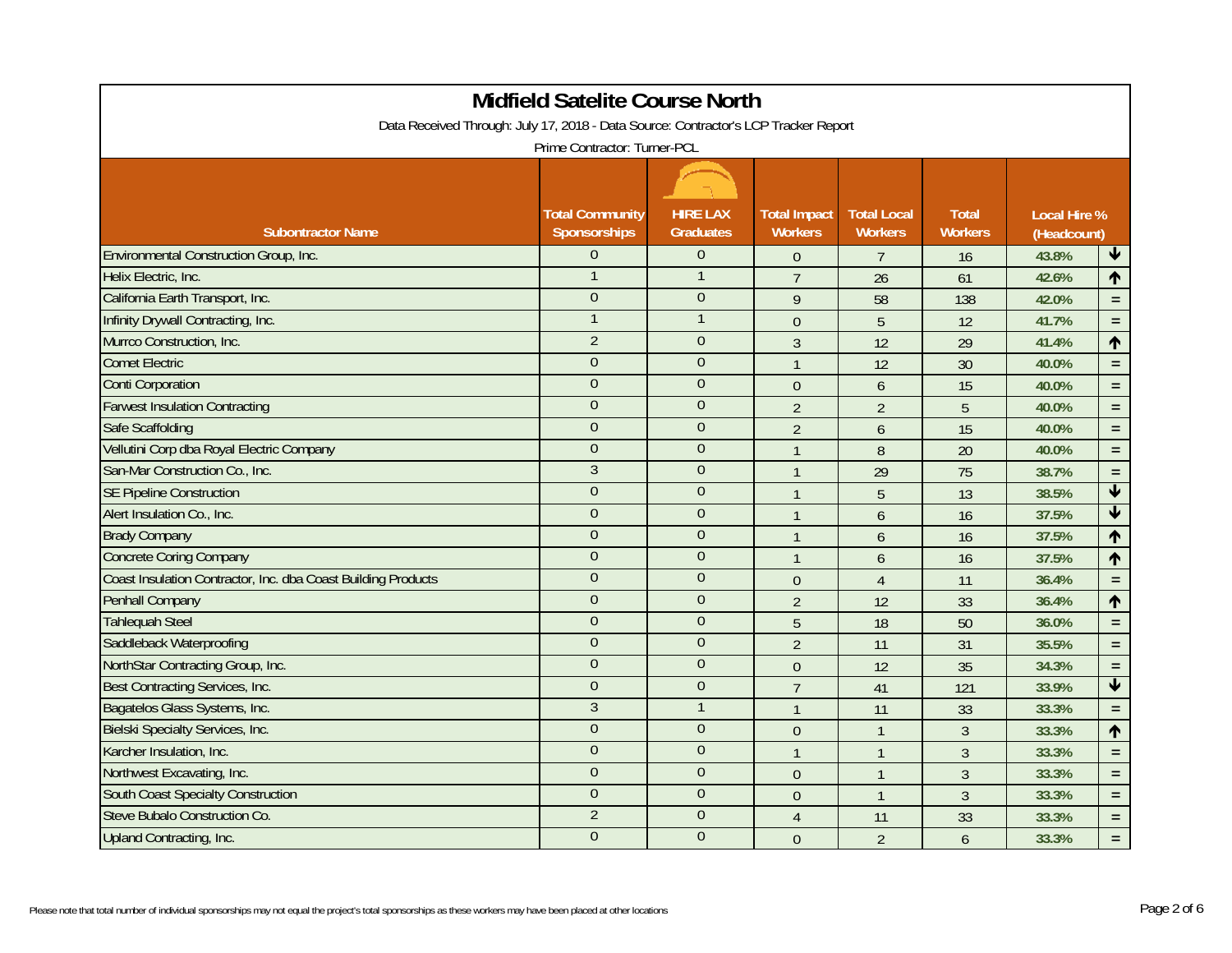# Midfield Satelite Course North

Data Received Through: July 17, 2018 - Data Source: Contractor's LCP Tracker Report

Prime Contractor: Turner-PCL

| Subontractor Name | Total Community Sponsorships | HIRE LAX Graduates | Total Impact Workers | Total Local Workers | Total Workers | Local Hire % (Headcount) | |
|---|---|---|---|---|---|---|---|
| Environmental Construction Group, Inc. | 0 | 0 | 0 | 7 | 16 | 43.8% | ↓ |
| Helix Electric, Inc. | 1 | 1 | 7 | 26 | 61 | 42.6% | ↑ |
| California Earth Transport, Inc. | 0 | 0 | 9 | 58 | 138 | 42.0% | = |
| Infinity Drywall Contracting, Inc. | 1 | 1 | 0 | 5 | 12 | 41.7% | = |
| Murrco Construction, Inc. | 2 | 0 | 3 | 12 | 29 | 41.4% | ↑ |
| Comet Electric | 0 | 0 | 1 | 12 | 30 | 40.0% | = |
| Conti Corporation | 0 | 0 | 0 | 6 | 15 | 40.0% | = |
| Farwest Insulation Contracting | 0 | 0 | 2 | 2 | 5 | 40.0% | = |
| Safe Scaffolding | 0 | 0 | 2 | 6 | 15 | 40.0% | = |
| Vellutini Corp dba Royal Electric Company | 0 | 0 | 1 | 8 | 20 | 40.0% | = |
| San-Mar Construction Co., Inc. | 3 | 0 | 1 | 29 | 75 | 38.7% | = |
| SE Pipeline Construction | 0 | 0 | 1 | 5 | 13 | 38.5% | ↓ |
| Alert Insulation Co., Inc. | 0 | 0 | 1 | 6 | 16 | 37.5% | ↓ |
| Brady Company | 0 | 0 | 1 | 6 | 16 | 37.5% | ↑ |
| Concrete Coring Company | 0 | 0 | 1 | 6 | 16 | 37.5% | ↑ |
| Coast Insulation Contractor, Inc. dba Coast Building Products | 0 | 0 | 0 | 4 | 11 | 36.4% | = |
| Penhall Company | 0 | 0 | 2 | 12 | 33 | 36.4% | ↑ |
| Tahlequah Steel | 0 | 0 | 5 | 18 | 50 | 36.0% | = |
| Saddleback Waterproofing | 0 | 0 | 2 | 11 | 31 | 35.5% | = |
| NorthStar Contracting Group, Inc. | 0 | 0 | 0 | 12 | 35 | 34.3% | = |
| Best Contracting Services, Inc. | 0 | 0 | 7 | 41 | 121 | 33.9% | ↓ |
| Bagatelos Glass Systems, Inc. | 3 | 1 | 1 | 11 | 33 | 33.3% | = |
| Bielski Specialty Services, Inc. | 0 | 0 | 0 | 1 | 3 | 33.3% | ↑ |
| Karcher Insulation, Inc. | 0 | 0 | 1 | 1 | 3 | 33.3% | = |
| Northwest Excavating, Inc. | 0 | 0 | 0 | 1 | 3 | 33.3% | = |
| South Coast Specialty Construction | 0 | 0 | 0 | 1 | 3 | 33.3% | = |
| Steve Bubalo Construction Co. | 2 | 0 | 4 | 11 | 33 | 33.3% | = |
| Upland Contracting, Inc. | 0 | 0 | 0 | 2 | 6 | 33.3% | = |

Please note that total number of individual sponsorships may not equal the project's total sponsorships as these workers may have been placed at other locations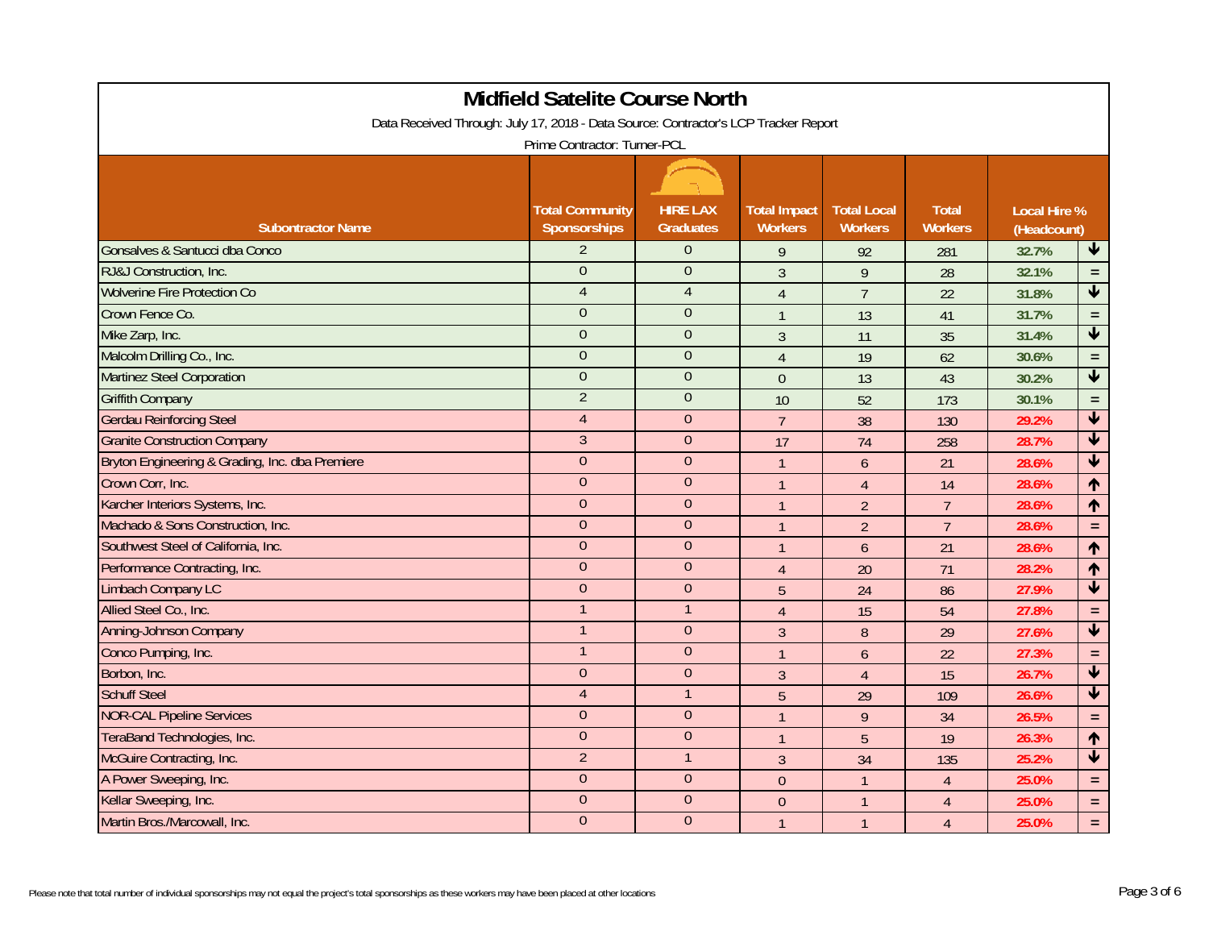# Midfield Satelite Course North

Data Received Through: July 17, 2018 - Data Source: Contractor's LCP Tracker Report

Prime Contractor: Turner-PCL

| Subontractor Name | Total Community Sponsorships | HIRE LAX Graduates | Total Impact Workers | Total Local Workers | Total Workers | Local Hire % (Headcount) | |
|---|---|---|---|---|---|---|---|
| Gonsalves & Santucci dba Conco | 2 | 0 | 9 | 92 | 281 | 32.7% | ↓ |
| RJ&J Construction, Inc. | 0 | 0 | 3 | 9 | 28 | 32.1% | = |
| Wolverine Fire Protection Co | 4 | 4 | 4 | 7 | 22 | 31.8% | ↓ |
| Crown Fence Co. | 0 | 0 | 1 | 13 | 41 | 31.7% | = |
| Mike Zarp, Inc. | 0 | 0 | 3 | 11 | 35 | 31.4% | ↓ |
| Malcolm Drilling Co., Inc. | 0 | 0 | 4 | 19 | 62 | 30.6% | = |
| Martinez Steel Corporation | 0 | 0 | 0 | 13 | 43 | 30.2% | ↓ |
| Griffith Company | 2 | 0 | 10 | 52 | 173 | 30.1% | = |
| Gerdau Reinforcing Steel | 4 | 0 | 7 | 38 | 130 | 29.2% | ↓ |
| Granite Construction Company | 3 | 0 | 17 | 74 | 258 | 28.7% | ↓ |
| Bryton Engineering & Grading, Inc. dba Premiere | 0 | 0 | 1 | 6 | 21 | 28.6% | ↓ |
| Crown Corr, Inc. | 0 | 0 | 1 | 4 | 14 | 28.6% | ↑ |
| Karcher Interiors Systems, Inc. | 0 | 0 | 1 | 2 | 7 | 28.6% | ↑ |
| Machado & Sons Construction, Inc. | 0 | 0 | 1 | 2 | 7 | 28.6% | = |
| Southwest Steel of California, Inc. | 0 | 0 | 1 | 6 | 21 | 28.6% | ↑ |
| Performance Contracting, Inc. | 0 | 0 | 4 | 20 | 71 | 28.2% | ↑ |
| Limbach Company LC | 0 | 0 | 5 | 24 | 86 | 27.9% | ↓ |
| Allied Steel Co., Inc. | 1 | 1 | 4 | 15 | 54 | 27.8% | = |
| Anning-Johnson Company | 1 | 0 | 3 | 8 | 29 | 27.6% | ↓ |
| Conco Pumping, Inc. | 1 | 0 | 1 | 6 | 22 | 27.3% | = |
| Borbon, Inc. | 0 | 0 | 3 | 4 | 15 | 26.7% | ↓ |
| Schuff Steel | 4 | 1 | 5 | 29 | 109 | 26.6% | ↓ |
| NOR-CAL Pipeline Services | 0 | 0 | 1 | 9 | 34 | 26.5% | = |
| TeraBand Technologies, Inc. | 0 | 0 | 1 | 5 | 19 | 26.3% | ↑ |
| McGuire Contracting, Inc. | 2 | 1 | 3 | 34 | 135 | 25.2% | ↓ |
| A Power Sweeping, Inc. | 0 | 0 | 0 | 1 | 4 | 25.0% | = |
| Kellar Sweeping, Inc. | 0 | 0 | 0 | 1 | 4 | 25.0% | = |
| Martin Bros./Marcowall, Inc. | 0 | 0 | 1 | 1 | 4 | 25.0% | = |

Please note that total number of individual sponsorships may not equal the project's total sponsorships as these workers may have been placed at other locations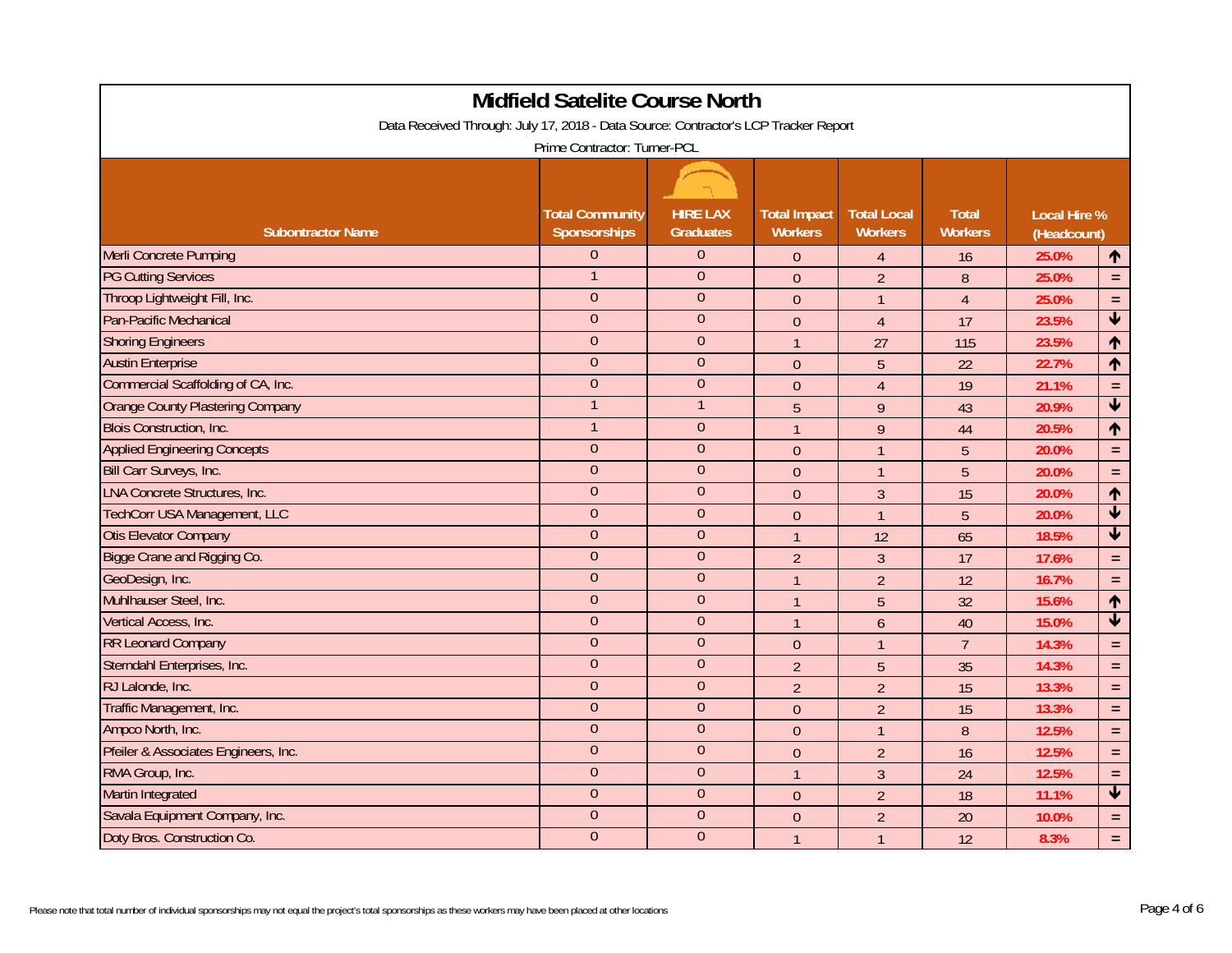# Midfield Satelite Course North

Data Received Through: July 17, 2018 - Data Source: Contractor's LCP Tracker Report

Prime Contractor: Turner-PCL

| Subontractor Name | Total Community Sponsorships | HIRE LAX Graduates | Total Impact Workers | Total Local Workers | Total Workers | Local Hire % (Headcount) | |
|---|---|---|---|---|---|---|---|
| Merli Concrete Pumping | 0 | 0 | 0 | 4 | 16 | 25.0% | ↑ |
| PG Cutting Services | 1 | 0 | 0 | 2 | 8 | 25.0% | = |
| Throop Lightweight Fill, Inc. | 0 | 0 | 0 | 1 | 4 | 25.0% | = |
| Pan-Pacific Mechanical | 0 | 0 | 0 | 4 | 17 | 23.5% | ↓ |
| Shoring Engineers | 0 | 0 | 1 | 27 | 115 | 23.5% | ↑ |
| Austin Enterprise | 0 | 0 | 0 | 5 | 22 | 22.7% | ↑ |
| Commercial Scaffolding of CA, Inc. | 0 | 0 | 0 | 4 | 19 | 21.1% | = |
| Orange County Plastering Company | 1 | 1 | 5 | 9 | 43 | 20.9% | ↓ |
| Blois Construction, Inc. | 1 | 0 | 1 | 9 | 44 | 20.5% | ↑ |
| Applied Engineering Concepts | 0 | 0 | 0 | 1 | 5 | 20.0% | = |
| Bill Carr Surveys, Inc. | 0 | 0 | 0 | 1 | 5 | 20.0% | = |
| LNA Concrete Structures, Inc. | 0 | 0 | 0 | 3 | 15 | 20.0% | ↑ |
| TechCorr USA Management, LLC | 0 | 0 | 0 | 1 | 5 | 20.0% | ↓ |
| Otis Elevator Company | 0 | 0 | 1 | 12 | 65 | 18.5% | ↓ |
| Bigge Crane and Rigging Co. | 0 | 0 | 2 | 3 | 17 | 17.6% | = |
| GeoDesign, Inc. | 0 | 0 | 1 | 2 | 12 | 16.7% | = |
| Muhlhauser Steel, Inc. | 0 | 0 | 1 | 5 | 32 | 15.6% | ↑ |
| Vertical Access, Inc. | 0 | 0 | 1 | 6 | 40 | 15.0% | ↓ |
| RR Leonard Company | 0 | 0 | 0 | 1 | 7 | 14.3% | = |
| Sterndahl Enterprises, Inc. | 0 | 0 | 2 | 5 | 35 | 14.3% | = |
| RJ Lalonde, Inc. | 0 | 0 | 2 | 2 | 15 | 13.3% | = |
| Traffic Management, Inc. | 0 | 0 | 0 | 2 | 15 | 13.3% | = |
| Ampco North, Inc. | 0 | 0 | 0 | 1 | 8 | 12.5% | = |
| Pfeiler & Associates Engineers, Inc. | 0 | 0 | 0 | 2 | 16 | 12.5% | = |
| RMA Group, Inc. | 0 | 0 | 1 | 3 | 24 | 12.5% | = |
| Martin Integrated | 0 | 0 | 0 | 2 | 18 | 11.1% | ↓ |
| Savala Equipment Company, Inc. | 0 | 0 | 0 | 2 | 20 | 10.0% | = |
| Doty Bros. Construction Co. | 0 | 0 | 1 | 1 | 12 | 8.3% | = |

Please note that total number of individual sponsorships may not equal the project's total sponsorships as these workers may have been placed at other locations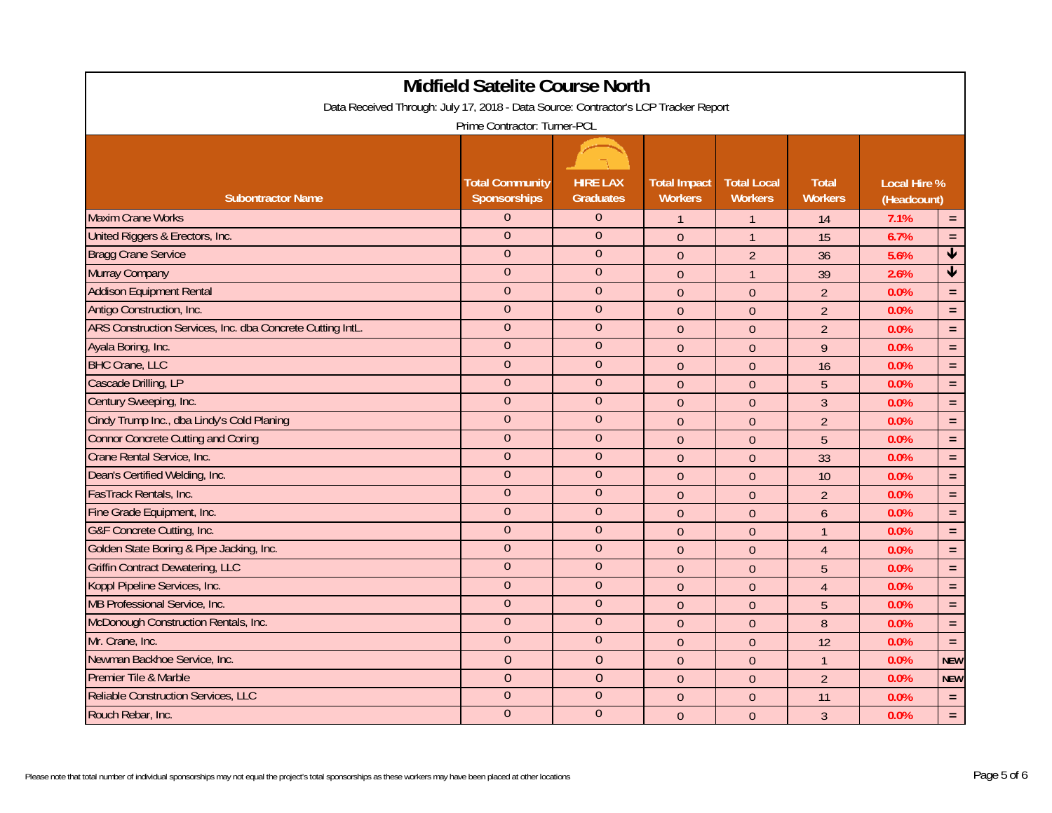# Midfield Satelite Course North

Data Received Through: July 17, 2018 - Data Source: Contractor's LCP Tracker Report

Prime Contractor: Turner-PCL

| Subontractor Name | Total Community Sponsorships | HIRE LAX Graduates | Total Impact Workers | Total Local Workers | Total Workers | Local Hire % (Headcount) | |
|---|---|---|---|---|---|---|---|
| Maxim Crane Works | 0 | 0 | 1 | 1 | 14 | 7.1% | = |
| United Riggers & Erectors, Inc. | 0 | 0 | 0 | 1 | 15 | 6.7% | = |
| Bragg Crane Service | 0 | 0 | 0 | 2 | 36 | 5.6% | ↓ |
| Murray Company | 0 | 0 | 0 | 1 | 39 | 2.6% | ↓ |
| Addison Equipment Rental | 0 | 0 | 0 | 0 | 2 | 0.0% | = |
| Antigo Construction, Inc. | 0 | 0 | 0 | 0 | 2 | 0.0% | = |
| ARS Construction Services, Inc. dba Concrete Cutting IntL. | 0 | 0 | 0 | 0 | 2 | 0.0% | = |
| Ayala Boring, Inc. | 0 | 0 | 0 | 0 | 9 | 0.0% | = |
| BHC Crane, LLC | 0 | 0 | 0 | 0 | 16 | 0.0% | = |
| Cascade Drilling, LP | 0 | 0 | 0 | 0 | 5 | 0.0% | = |
| Century Sweeping, Inc. | 0 | 0 | 0 | 0 | 3 | 0.0% | = |
| Cindy Trump Inc., dba Lindy's Cold Planing | 0 | 0 | 0 | 0 | 2 | 0.0% | = |
| Connor Concrete Cutting and Coring | 0 | 0 | 0 | 0 | 5 | 0.0% | = |
| Crane Rental Service, Inc. | 0 | 0 | 0 | 0 | 33 | 0.0% | = |
| Dean's Certified Welding, Inc. | 0 | 0 | 0 | 0 | 10 | 0.0% | = |
| FasTrack Rentals, Inc. | 0 | 0 | 0 | 0 | 2 | 0.0% | = |
| Fine Grade Equipment, Inc. | 0 | 0 | 0 | 0 | 6 | 0.0% | = |
| G&F Concrete Cutting, Inc. | 0 | 0 | 0 | 0 | 1 | 0.0% | = |
| Golden State Boring & Pipe Jacking, Inc. | 0 | 0 | 0 | 0 | 4 | 0.0% | = |
| Griffin Contract Dewatering, LLC | 0 | 0 | 0 | 0 | 5 | 0.0% | = |
| Koppl Pipeline Services, Inc. | 0 | 0 | 0 | 0 | 4 | 0.0% | = |
| MB Professional Service, Inc. | 0 | 0 | 0 | 0 | 5 | 0.0% | = |
| McDonough Construction Rentals, Inc. | 0 | 0 | 0 | 0 | 8 | 0.0% | = |
| Mr. Crane, Inc. | 0 | 0 | 0 | 0 | 12 | 0.0% | = |
| Newman Backhoe Service, Inc. | 0 | 0 | 0 | 0 | 1 | 0.0% | NEW |
| Premier Tile & Marble | 0 | 0 | 0 | 0 | 2 | 0.0% | NEW |
| Reliable Construction Services, LLC | 0 | 0 | 0 | 0 | 11 | 0.0% | = |
| Rouch Rebar, Inc. | 0 | 0 | 0 | 0 | 3 | 0.0% | = |

Please note that total number of individual sponsorships may not equal the project's total sponsorships as these workers may have been placed at other locations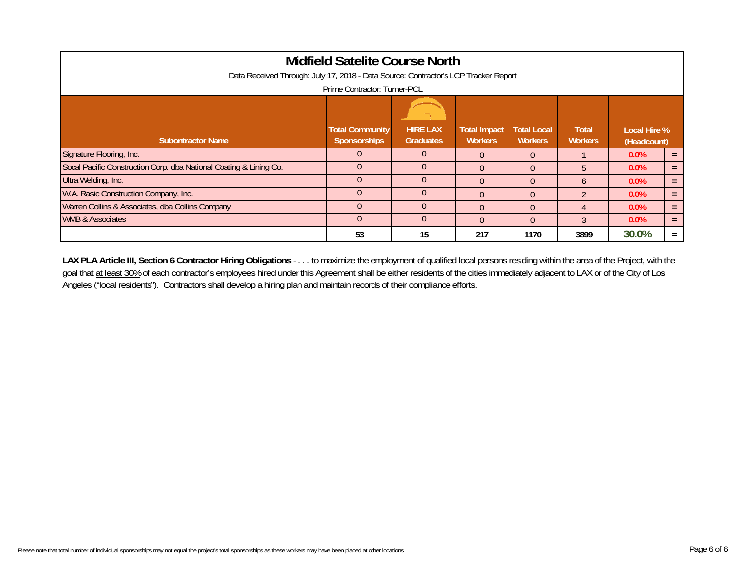# Midfield Satelite Course North

Data Received Through: July 17, 2018 - Data Source: Contractor's LCP Tracker Report

Prime Contractor: Turner-PCL

| Subontractor Name | Total Community Sponsorships | HIRE LAX Graduates | Total Impact Workers | Total Local Workers | Total Workers | Local Hire % (Headcount) | |
|---|---|---|---|---|---|---|---|
| Signature Flooring, Inc. | 0 | 0 | 0 | 0 | 1 | 0.0% | = |
| Socal Pacific Construction Corp. dba National Coating & Lining Co. | 0 | 0 | 0 | 0 | 5 | 0.0% | = |
| Ultra Welding, Inc. | 0 | 0 | 0 | 0 | 6 | 0.0% | = |
| W.A. Rasic Construction Company, Inc. | 0 | 0 | 0 | 0 | 2 | 0.0% | = |
| Warren Collins & Associates, dba Collins Company | 0 | 0 | 0 | 0 | 4 | 0.0% | = |
| WMB & Associates | 0 | 0 | 0 | 0 | 3 | 0.0% | = |
| | 53 | 15 | 217 | 1170 | 3899 | 30.0% | = |

**LAX PLA Article III, Section 6 Contractor Hiring Obligations** - . . . to maximize the employment of qualified local persons residing within the area of the Project, with the goal that at least 30% of each contractor's employees hired under this Agreement shall be either residents of the cities immediately adjacent to LAX or of the City of Los Angeles ("local residents"). Contractors shall develop a hiring plan and maintain records of their compliance efforts.

Please note that total number of individual sponsorships may not equal the project's total sponsorships as these workers may have been placed at other locations